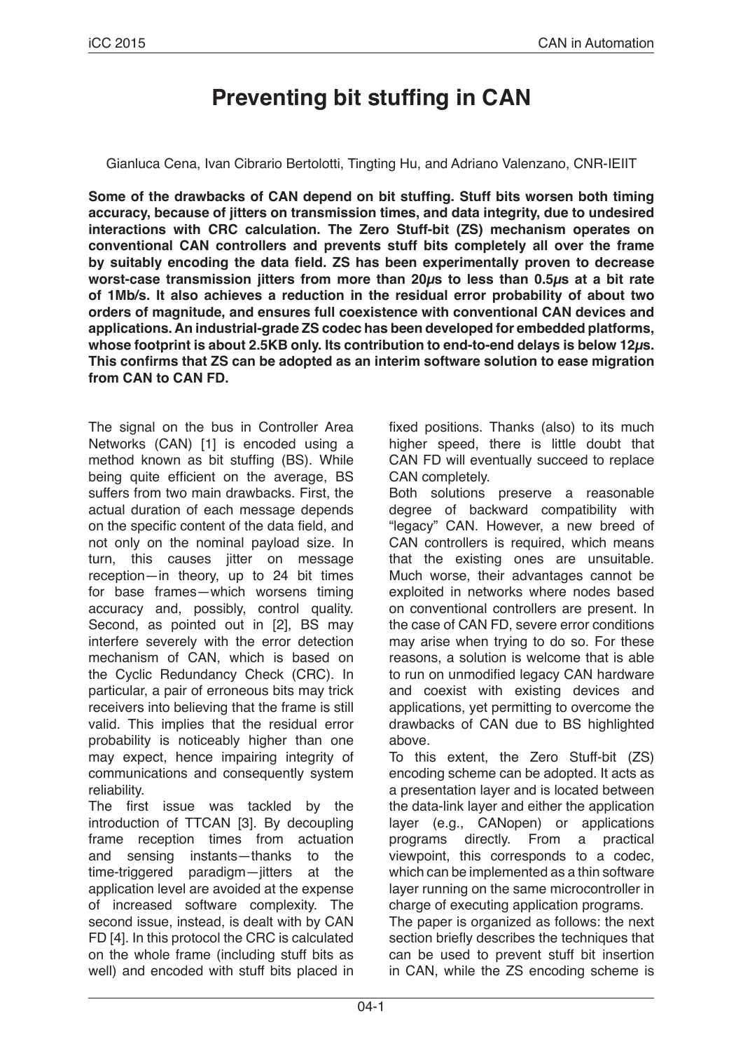# Preventing bit stuffing in CAN

Gianluca Cena, Ivan Cibrario Bertolotti, Tingting Hu, and Adriano Valenzano, CNR-IEIIT

**Some of the drawbacks of CAN depend on bit stuffing. Stuff bits worsen both timing accuracy, because of jitters on transmission times, and data integrity, due to undesired interactions with CRC calculation. The Zero Stuff-bit (ZS) mechanism operates on conventional CAN controllers and prevents stuff bits completely all over the frame by suitably encoding the data field. ZS has been experimentally proven to decrease worst-case transmission jitters from more than 20$\mu$s to less than 0.5$\mu$s at a bit rate of 1Mb/s. It also achieves a reduction in the residual error probability of about two orders of magnitude, and ensures full coexistence with conventional CAN devices and applications. An industrial-grade ZS codec has been developed for embedded platforms, whose footprint is about 2.5KB only. Its contribution to end-to-end delays is below 12$\mu$s. This confirms that ZS can be adopted as an interim software solution to ease migration from CAN to CAN FD.**

The signal on the bus in Controller Area Networks (CAN) [1] is encoded using a method known as bit stuffing (BS). While being quite efficient on the average, BS suffers from two main drawbacks. First, the actual duration of each message depends on the specific content of the data field, and not only on the nominal payload size. In turn, this causes jitter on message reception—in theory, up to 24 bit times for base frames—which worsens timing accuracy and, possibly, control quality. Second, as pointed out in [2], BS may interfere severely with the error detection mechanism of CAN, which is based on the Cyclic Redundancy Check (CRC). In particular, a pair of erroneous bits may trick receivers into believing that the frame is still valid. This implies that the residual error probability is noticeably higher than one may expect, hence impairing integrity of communications and consequently system reliability.

The first issue was tackled by the introduction of TTCAN [3]. By decoupling frame reception times from actuation and sensing instants—thanks to the time-triggered paradigm—jitters at the application level are avoided at the expense of increased software complexity. The second issue, instead, is dealt with by CAN FD [4]. In this protocol the CRC is calculated on the whole frame (including stuff bits as well) and encoded with stuff bits placed in fixed positions. Thanks (also) to its much higher speed, there is little doubt that CAN FD will eventually succeed to replace CAN completely.

Both solutions preserve a reasonable degree of backward compatibility with "legacy" CAN. However, a new breed of CAN controllers is required, which means that the existing ones are unsuitable. Much worse, their advantages cannot be exploited in networks where nodes based on conventional controllers are present. In the case of CAN FD, severe error conditions may arise when trying to do so. For these reasons, a solution is welcome that is able to run on unmodified legacy CAN hardware and coexist with existing devices and applications, yet permitting to overcome the drawbacks of CAN due to BS highlighted above.

To this extent, the Zero Stuff-bit (ZS) encoding scheme can be adopted. It acts as a presentation layer and is located between the data-link layer and either the application layer (e.g., CANopen) or applications programs directly. From a practical viewpoint, this corresponds to a codec, which can be implemented as a thin software layer running on the same microcontroller in charge of executing application programs.

The paper is organized as follows: the next section briefly describes the techniques that can be used to prevent stuff bit insertion in CAN, while the ZS encoding scheme is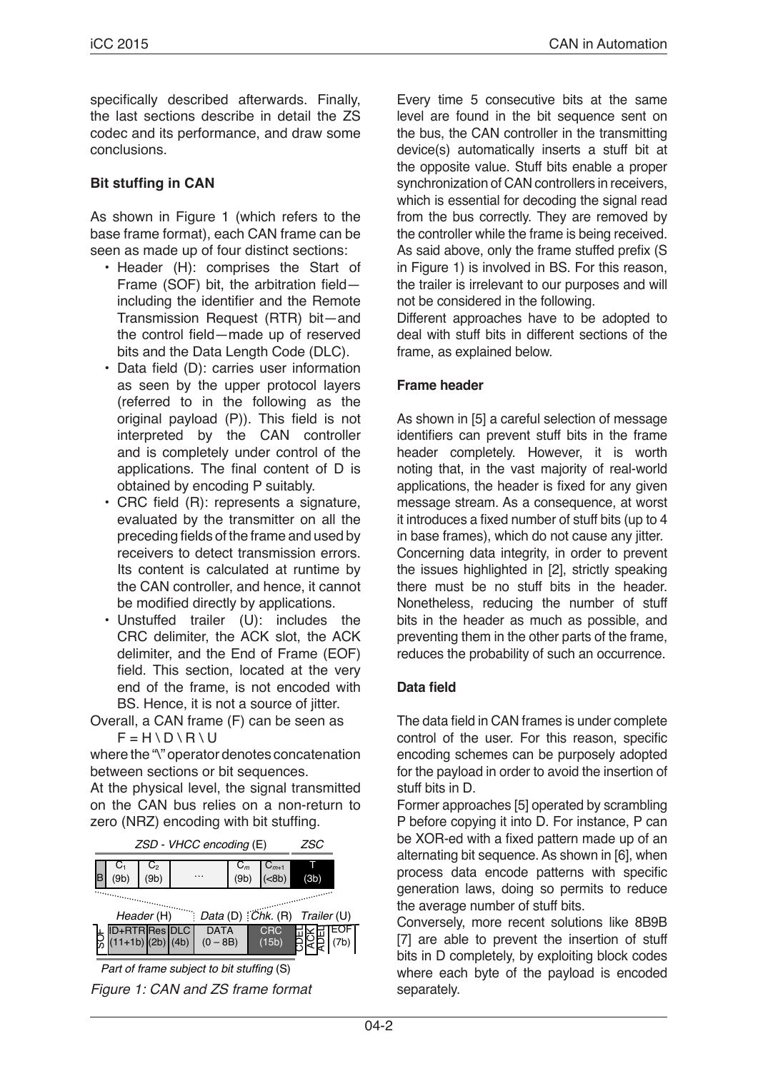specifically described afterwards. Finally, the last sections describe in detail the ZS codec and its performance, and draw some conclusions.

## Bit stuffing in CAN

As shown in Figure 1 (which refers to the base frame format), each CAN frame can be seen as made up of four distinct sections:

- Header (H): comprises the Start of Frame (SOF) bit, the arbitration field—including the identifier and the Remote Transmission Request (RTR) bit—and the control field—made up of reserved bits and the Data Length Code (DLC).
- Data field (D): carries user information as seen by the upper protocol layers (referred to in the following as the original payload (P)). This field is not interpreted by the CAN controller and is completely under control of the applications. The final content of D is obtained by encoding P suitably.
- CRC field (R): represents a signature, evaluated by the transmitter on all the preceding fields of the frame and used by receivers to detect transmission errors. Its content is calculated at runtime by the CAN controller, and hence, it cannot be modified directly by applications.
- Unstuffed trailer (U): includes the CRC delimiter, the ACK slot, the ACK delimiter, and the End of Frame (EOF) field. This section, located at the very end of the frame, is not encoded with BS. Hence, it is not a source of jitter.

Overall, a CAN frame (F) can be seen as

$$F = H \setminus D \setminus R \setminus U$$

where the "\" operator denotes concatenation between sections or bit sequences.

At the physical level, the signal transmitted on the CAN bus relies on a non-return to zero (NRZ) encoding with bit stuffing.

*ZSD - VHCC encoding* (E) | *ZSC*

| B | $C_1$ (9b) | $C_2$ (9b) | ... | $C_m$ (9b) | $C_{m+1}$ (<8b) | T (3b) |
|---|---|---|---|---|---|---|

| SOF | ID+RTR (11+1b) | Res (2b) | DLC (4b) | DATA (0 – 8B) | CRC (15b) | CDEL | ACK | ADEL | EOF (7b) |
|---|---|---|---|---|---|---|---|---|---|
| | *Header* (H) | | | *Data* (D) | *Chk.* (R) | *Trailer* (U) | | | |

*Part of frame subject to bit stuffing* (S)

*Figure 1: CAN and ZS frame format*

Every time 5 consecutive bits at the same level are found in the bit sequence sent on the bus, the CAN controller in the transmitting device(s) automatically inserts a stuff bit at the opposite value. Stuff bits enable a proper synchronization of CAN controllers in receivers, which is essential for decoding the signal read from the bus correctly. They are removed by the controller while the frame is being received. As said above, only the frame stuffed prefix (S in Figure 1) is involved in BS. For this reason, the trailer is irrelevant to our purposes and will not be considered in the following.

Different approaches have to be adopted to deal with stuff bits in different sections of the frame, as explained below.

### Frame header

As shown in [5] a careful selection of message identifiers can prevent stuff bits in the frame header completely. However, it is worth noting that, in the vast majority of real-world applications, the header is fixed for any given message stream. As a consequence, at worst it introduces a fixed number of stuff bits (up to 4 in base frames), which do not cause any jitter.

Concerning data integrity, in order to prevent the issues highlighted in [2], strictly speaking there must be no stuff bits in the header. Nonetheless, reducing the number of stuff bits in the header as much as possible, and preventing them in the other parts of the frame, reduces the probability of such an occurrence.

### Data field

The data field in CAN frames is under complete control of the user. For this reason, specific encoding schemes can be purposely adopted for the payload in order to avoid the insertion of stuff bits in D.

Former approaches [5] operated by scrambling P before copying it into D. For instance, P can be XOR-ed with a fixed pattern made up of an alternating bit sequence. As shown in [6], when process data encode patterns with specific generation laws, doing so permits to reduce the average number of stuff bits.

Conversely, more recent solutions like 8B9B [7] are able to prevent the insertion of stuff bits in D completely, by exploiting block codes where each byte of the payload is encoded separately.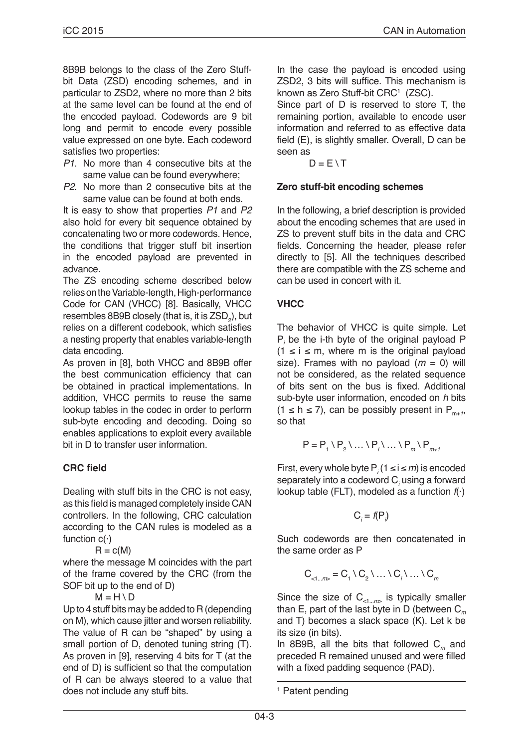8B9B belongs to the class of the Zero Stuff-bit Data (ZSD) encoding schemes, and in particular to ZSD2, where no more than 2 bits at the same level can be found at the end of the encoded payload. Codewords are 9 bit long and permit to encode every possible value expressed on one byte. Each codeword satisfies two properties:

- *P1.* No more than 4 consecutive bits at the same value can be found everywhere;
- *P2.* No more than 2 consecutive bits at the same value can be found at both ends.

It is easy to show that properties *P1* and *P2* also hold for every bit sequence obtained by concatenating two or more codewords. Hence, the conditions that trigger stuff bit insertion in the encoded payload are prevented in advance.

The ZS encoding scheme described below relies on the Variable-length, High-performance Code for CAN (VHCC) [8]. Basically, VHCC resembles 8B9B closely (that is, it is $ZSD_2$), but relies on a different codebook, which satisfies a nesting property that enables variable-length data encoding.

As proven in [8], both VHCC and 8B9B offer the best communication efficiency that can be obtained in practical implementations. In addition, VHCC permits to reuse the same lookup tables in the codec in order to perform sub-byte encoding and decoding. Doing so enables applications to exploit every available bit in D to transfer user information.

### CRC field

Dealing with stuff bits in the CRC is not easy, as this field is managed completely inside CAN controllers. In the following, CRC calculation according to the CAN rules is modeled as a function c(·)

$$R = c(M)$$

where the message M coincides with the part of the frame covered by the CRC (from the SOF bit up to the end of D)

$$M = H \setminus D$$

Up to 4 stuff bits may be added to R (depending on M), which cause jitter and worsen reliability. The value of R can be "shaped" by using a small portion of D, denoted tuning string (T). As proven in [9], reserving 4 bits for T (at the end of D) is sufficient so that the computation of R can be always steered to a value that does not include any stuff bits.

In the case the payload is encoded using ZSD2, 3 bits will suffice. This mechanism is known as Zero Stuff-bit CRC[1] (ZSC).

Since part of D is reserved to store T, the remaining portion, available to encode user information and referred to as effective data field (E), is slightly smaller. Overall, D can be seen as

$$D = E \setminus T$$

### Zero stuff-bit encoding schemes

In the following, a brief description is provided about the encoding schemes that are used in ZS to prevent stuff bits in the data and CRC fields. Concerning the header, please refer directly to [5]. All the techniques described there are compatible with the ZS scheme and can be used in concert with it.

### VHCC

The behavior of VHCC is quite simple. Let $P_i$ be the i-th byte of the original payload P ($1 \le i \le m$, where m is the original payload size). Frames with no payload ($m = 0$) will not be considered, as the related sequence of bits sent on the bus is fixed. Additional sub-byte user information, encoded on *h* bits ($1 \le h \le 7$), can be possibly present in $P_{m+1}$, so that

$$P = P_1 \setminus P_2 \setminus \ldots \setminus P_i \setminus \ldots \setminus P_m \setminus P_{m+1}$$

First, every whole byte $P_i$ ($1 \le i \le m$) is encoded separately into a codeword $C_i$ using a forward lookup table (FLT), modeled as a function $f(\cdot)$

$$C_i = f(P_i)$$

Such codewords are then concatenated in the same order as P

$$C_{<1...m>} = C_1 \setminus C_2 \setminus \ldots \setminus C_i \setminus \ldots \setminus C_m$$

Since the size of $C_{<1...m>}$ is typically smaller than E, part of the last byte in D (between $C_m$ and T) becomes a slack space (K). Let k be its size (in bits).

In 8B9B, all the bits that followed $C_m$ and preceded R remained unused and were filled with a fixed padding sequence (PAD).

---

[1] Patent pending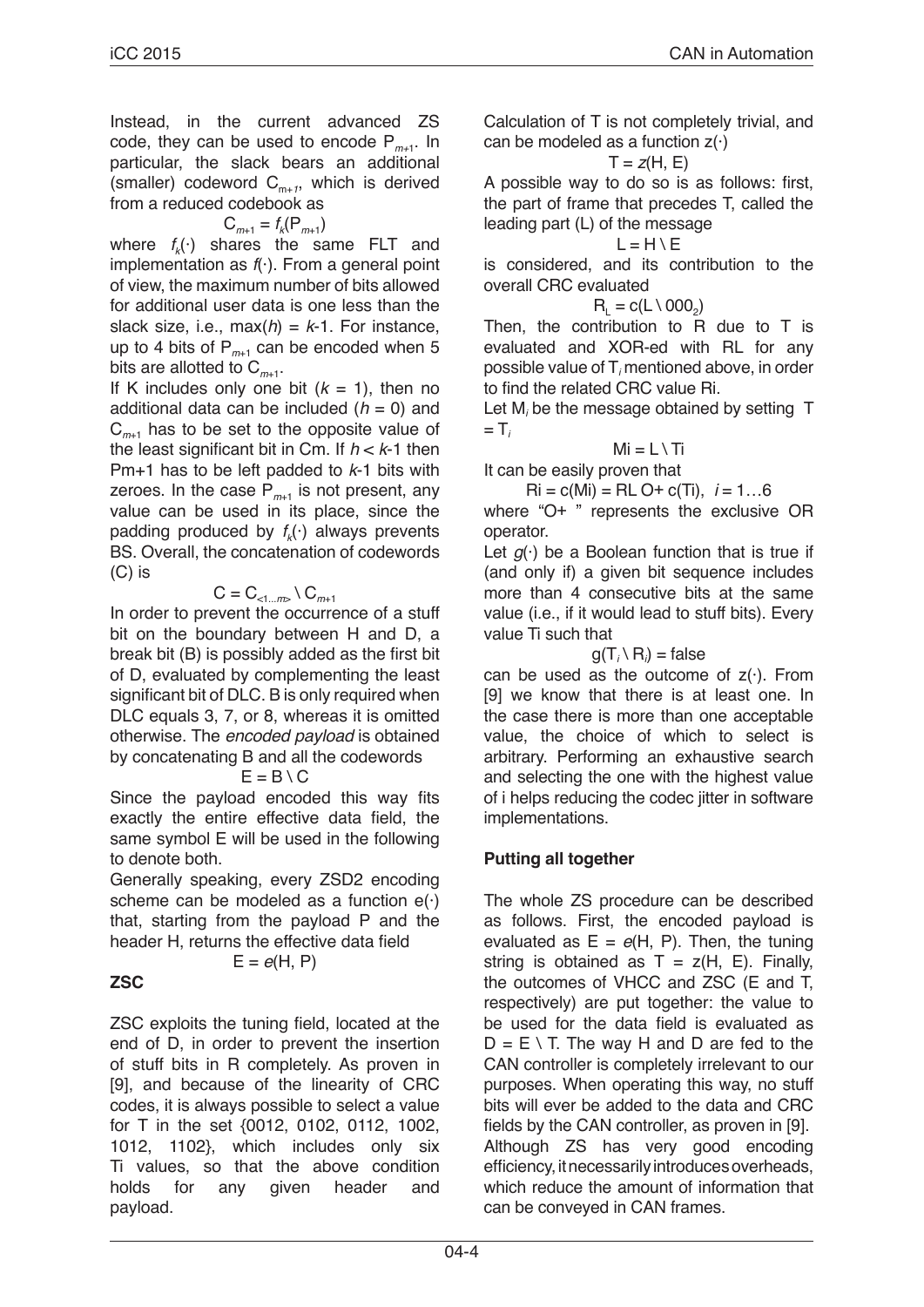Instead, in the current advanced ZS code, they can be used to encode $P_{m+1}$. In particular, the slack bears an additional (smaller) codeword $C_{m+1}$, which is derived from a reduced codebook as

$$C_{m+1} = f_k(P_{m+1})$$

where $f_k(\cdot)$ shares the same FLT and implementation as $f(\cdot)$. From a general point of view, the maximum number of bits allowed for additional user data is one less than the slack size, i.e., $\max(h) = k$-1. For instance, up to 4 bits of $P_{m+1}$ can be encoded when 5 bits are allotted to $C_{m+1}$.

If K includes only one bit ($k$ = 1), then no additional data can be included ($h$ = 0) and $C_{m+1}$ has to be set to the opposite value of the least significant bit in Cm. If $h < k$-1 then Pm+1 has to be left padded to $k$-1 bits with zeroes. In the case $P_{m+1}$ is not present, any value can be used in its place, since the padding produced by $f_k(\cdot)$ always prevents BS. Overall, the concatenation of codewords (C) is

$$C = C_{<1\ldots m>} \setminus C_{m+1}$$

In order to prevent the occurrence of a stuff bit on the boundary between H and D, a break bit (B) is possibly added as the first bit of D, evaluated by complementing the least significant bit of DLC. B is only required when DLC equals 3, 7, or 8, whereas it is omitted otherwise. The *encoded payload* is obtained by concatenating B and all the codewords

$$E = B \setminus C$$

Since the payload encoded this way fits exactly the entire effective data field, the same symbol E will be used in the following to denote both.

Generally speaking, every ZSD2 encoding scheme can be modeled as a function e(·) that, starting from the payload P and the header H, returns the effective data field

$$E = e(H, P)$$

**ZSC**

ZSC exploits the tuning field, located at the end of D, in order to prevent the insertion of stuff bits in R completely. As proven in [9], and because of the linearity of CRC codes, it is always possible to select a value for T in the set {$001_2$, $010_2$, $011_2$, $100_2$, $101_2$, $110_2$}, which includes only six Ti values, so that the above condition holds for any given header and payload.

Calculation of T is not completely trivial, and can be modeled as a function z(·)

$$T = z(H, E)$$

A possible way to do so is as follows: first, the part of frame that precedes T, called the leading part (L) of the message

$$L = H \setminus E$$

is considered, and its contribution to the overall CRC evaluated

$$R_L = c(L \setminus 000_2)$$

Then, the contribution to R due to T is evaluated and XOR-ed with RL for any possible value of $T_i$ mentioned above, in order to find the related CRC value Ri.

Let $M_i$ be the message obtained by setting T = $T_i$

$$Mi = L \setminus Ti$$

It can be easily proven that

$$Ri = c(Mi) = RL \oplus c(Ti), \quad i = 1\ldots6$$

where "O+ " represents the exclusive OR operator.

Let $g(\cdot)$ be a Boolean function that is true if (and only if) a given bit sequence includes more than 4 consecutive bits at the same value (i.e., if it would lead to stuff bits). Every value Ti such that

$$g(T_i \setminus R_i) = \text{false}$$

can be used as the outcome of z(·). From [9] we know that there is at least one. In the case there is more than one acceptable value, the choice of which to select is arbitrary. Performing an exhaustive search and selecting the one with the highest value of i helps reducing the codec jitter in software implementations.

**Putting all together**

The whole ZS procedure can be described as follows. First, the encoded payload is evaluated as $E = e(H, P)$. Then, the tuning string is obtained as $T = z(H, E)$. Finally, the outcomes of VHCC and ZSC (E and T, respectively) are put together: the value to be used for the data field is evaluated as $D = E \setminus T$. The way H and D are fed to the CAN controller is completely irrelevant to our purposes. When operating this way, no stuff bits will ever be added to the data and CRC fields by the CAN controller, as proven in [9].

Although ZS has very good encoding efficiency, it necessarily introduces overheads, which reduce the amount of information that can be conveyed in CAN frames.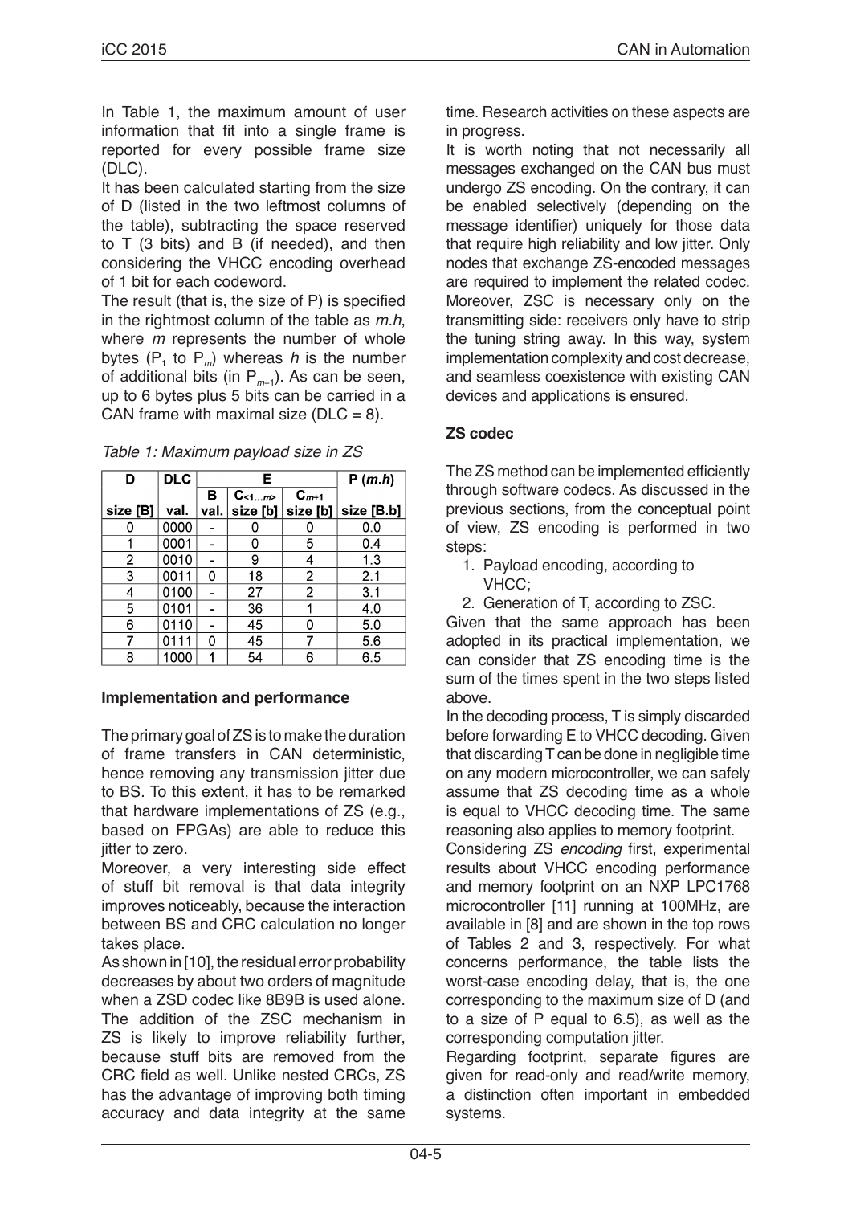In Table 1, the maximum amount of user information that fit into a single frame is reported for every possible frame size (DLC).

It has been calculated starting from the size of D (listed in the two leftmost columns of the table), subtracting the space reserved to T (3 bits) and B (if needed), and then considering the VHCC encoding overhead of 1 bit for each codeword.

The result (that is, the size of P) is specified in the rightmost column of the table as *m.h*, where *m* represents the number of whole bytes ($P_1$ to $P_m$) whereas *h* is the number of additional bits (in $P_{m+1}$). As can be seen, up to 6 bytes plus 5 bits can be carried in a CAN frame with maximal size (DLC = 8).

*Table 1: Maximum payload size in ZS*

| D | DLC | E | | | P (*m.h*) |
|---|---|---|---|---|---|
| | | B | $C_{<1...m>}$ | $C_{m+1}$ | |
| size [B] | val. | val. | size [b] | size [b] | size [B.b] |
| 0 | 0000 | - | 0 | 0 | 0.0 |
| 1 | 0001 | - | 0 | 5 | 0.4 |
| 2 | 0010 | - | 9 | 4 | 1.3 |
| 3 | 0011 | 0 | 18 | 2 | 2.1 |
| 4 | 0100 | - | 27 | 2 | 3.1 |
| 5 | 0101 | - | 36 | 1 | 4.0 |
| 6 | 0110 | - | 45 | 0 | 5.0 |
| 7 | 0111 | 0 | 45 | 7 | 5.6 |
| 8 | 1000 | 1 | 54 | 6 | 6.5 |

### Implementation and performance

The primary goal of ZS is to make the duration of frame transfers in CAN deterministic, hence removing any transmission jitter due to BS. To this extent, it has to be remarked that hardware implementations of ZS (e.g., based on FPGAs) are able to reduce this jitter to zero.

Moreover, a very interesting side effect of stuff bit removal is that data integrity improves noticeably, because the interaction between BS and CRC calculation no longer takes place.

As shown in [10], the residual error probability decreases by about two orders of magnitude when a ZSD codec like 8B9B is used alone. The addition of the ZSC mechanism in ZS is likely to improve reliability further, because stuff bits are removed from the CRC field as well. Unlike nested CRCs, ZS has the advantage of improving both timing accuracy and data integrity at the same time. Research activities on these aspects are in progress.

It is worth noting that not necessarily all messages exchanged on the CAN bus must undergo ZS encoding. On the contrary, it can be enabled selectively (depending on the message identifier) uniquely for those data that require high reliability and low jitter. Only nodes that exchange ZS-encoded messages are required to implement the related codec. Moreover, ZSC is necessary only on the transmitting side: receivers only have to strip the tuning string away. In this way, system implementation complexity and cost decrease, and seamless coexistence with existing CAN devices and applications is ensured.

### ZS codec

The ZS method can be implemented efficiently through software codecs. As discussed in the previous sections, from the conceptual point of view, ZS encoding is performed in two steps:

1. Payload encoding, according to VHCC;
2. Generation of T, according to ZSC.

Given that the same approach has been adopted in its practical implementation, we can consider that ZS encoding time is the sum of the times spent in the two steps listed above.

In the decoding process, T is simply discarded before forwarding E to VHCC decoding. Given that discarding T can be done in negligible time on any modern microcontroller, we can safely assume that ZS decoding time as a whole is equal to VHCC decoding time. The same reasoning also applies to memory footprint.

Considering ZS *encoding* first, experimental results about VHCC encoding performance and memory footprint on an NXP LPC1768 microcontroller [11] running at 100MHz, are available in [8] and are shown in the top rows of Tables 2 and 3, respectively. For what concerns performance, the table lists the worst-case encoding delay, that is, the one corresponding to the maximum size of D (and to a size of P equal to 6.5), as well as the corresponding computation jitter.

Regarding footprint, separate figures are given for read-only and read/write memory, a distinction often important in embedded systems.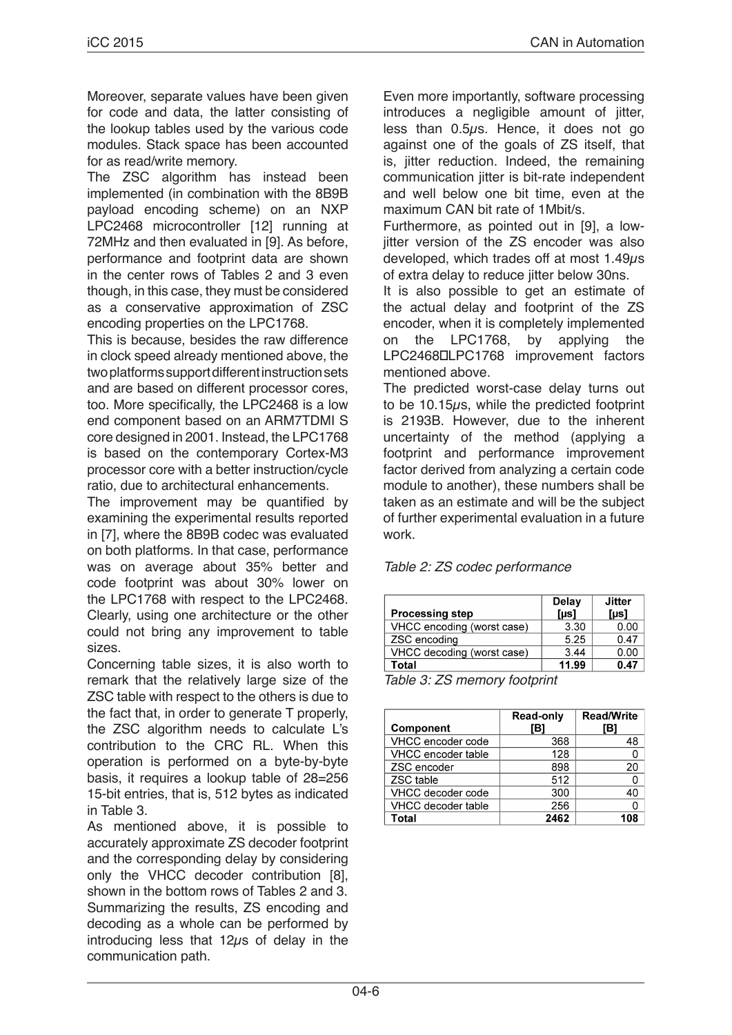Moreover, separate values have been given for code and data, the latter consisting of the lookup tables used by the various code modules. Stack space has been accounted for as read/write memory.

The ZSC algorithm has instead been implemented (in combination with the 8B9B payload encoding scheme) on an NXP LPC2468 microcontroller [12] running at 72MHz and then evaluated in [9]. As before, performance and footprint data are shown in the center rows of Tables 2 and 3 even though, in this case, they must be considered as a conservative approximation of ZSC encoding properties on the LPC1768.

This is because, besides the raw difference in clock speed already mentioned above, the two platforms support different instruction sets and are based on different processor cores, too. More specifically, the LPC2468 is a low end component based on an ARM7TDMI S core designed in 2001. Instead, the LPC1768 is based on the contemporary Cortex-M3 processor core with a better instruction/cycle ratio, due to architectural enhancements.

The improvement may be quantified by examining the experimental results reported in [7], where the 8B9B codec was evaluated on both platforms. In that case, performance was on average about 35% better and code footprint was about 30% lower on the LPC1768 with respect to the LPC2468. Clearly, using one architecture or the other could not bring any improvement to table sizes.

Concerning table sizes, it is also worth to remark that the relatively large size of the ZSC table with respect to the others is due to the fact that, in order to generate T properly, the ZSC algorithm needs to calculate L's contribution to the CRC RL. When this operation is performed on a byte-by-byte basis, it requires a lookup table of 28=256 15-bit entries, that is, 512 bytes as indicated in Table 3.

As mentioned above, it is possible to accurately approximate ZS decoder footprint and the corresponding delay by considering only the VHCC decoder contribution [8], shown in the bottom rows of Tables 2 and 3. Summarizing the results, ZS encoding and decoding as a whole can be performed by introducing less that 12μs of delay in the communication path.

Even more importantly, software processing introduces a negligible amount of jitter, less than 0.5μs. Hence, it does not go against one of the goals of ZS itself, that is, jitter reduction. Indeed, the remaining communication jitter is bit-rate independent and well below one bit time, even at the maximum CAN bit rate of 1Mbit/s.

Furthermore, as pointed out in [9], a low-jitter version of the ZS encoder was also developed, which trades off at most 1.49μs of extra delay to reduce jitter below 30ns.

It is also possible to get an estimate of the actual delay and footprint of the ZS encoder, when it is completely implemented on the LPC1768, by applying the LPC2468LPC1768 improvement factors mentioned above.

The predicted worst-case delay turns out to be 10.15μs, while the predicted footprint is 2193B. However, due to the inherent uncertainty of the method (applying a footprint and performance improvement factor derived from analyzing a certain code module to another), these numbers shall be taken as an estimate and will be the subject of further experimental evaluation in a future work.

*Table 2: ZS codec performance*

| Processing step | Delay [μs] | Jitter [μs] |
|---|---|---|
| VHCC encoding (worst case) | 3.30 | 0.00 |
| ZSC encoding | 5.25 | 0.47 |
| VHCC decoding (worst case) | 3.44 | 0.00 |
| **Total** | **11.99** | **0.47** |

*Table 3: ZS memory footprint*

| Component | Read-only [B] | Read/Write [B] |
|---|---|---|
| VHCC encoder code | 368 | 48 |
| VHCC encoder table | 128 | 0 |
| ZSC encoder | 898 | 20 |
| ZSC table | 512 | 0 |
| VHCC decoder code | 300 | 40 |
| VHCC decoder table | 256 | 0 |
| **Total** | **2462** | **108** |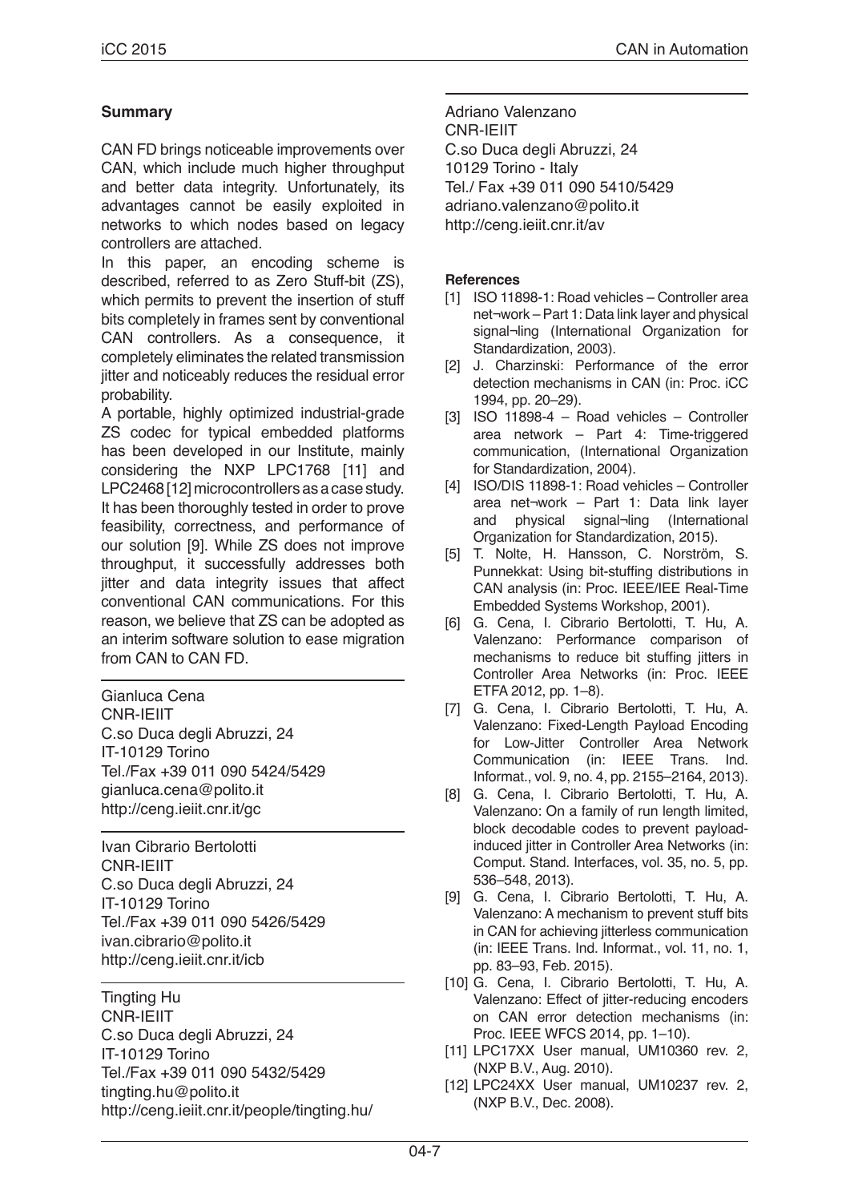## Summary

CAN FD brings noticeable improvements over CAN, which include much higher throughput and better data integrity. Unfortunately, its advantages cannot be easily exploited in networks to which nodes based on legacy controllers are attached.

In this paper, an encoding scheme is described, referred to as Zero Stuff-bit (ZS), which permits to prevent the insertion of stuff bits completely in frames sent by conventional CAN controllers. As a consequence, it completely eliminates the related transmission jitter and noticeably reduces the residual error probability.

A portable, highly optimized industrial-grade ZS codec for typical embedded platforms has been developed in our Institute, mainly considering the NXP LPC1768 [11] and LPC2468 [12] microcontrollers as a case study. It has been thoroughly tested in order to prove feasibility, correctness, and performance of our solution [9]. While ZS does not improve throughput, it successfully addresses both jitter and data integrity issues that affect conventional CAN communications. For this reason, we believe that ZS can be adopted as an interim software solution to ease migration from CAN to CAN FD.

---

Gianluca Cena
CNR-IEIIT
C.so Duca degli Abruzzi, 24
IT-10129 Torino
Tel./Fax +39 011 090 5424/5429
gianluca.cena@polito.it
http://ceng.ieiit.cnr.it/gc

---

Ivan Cibrario Bertolotti
CNR-IEIIT
C.so Duca degli Abruzzi, 24
IT-10129 Torino
Tel./Fax +39 011 090 5426/5429
ivan.cibrario@polito.it
http://ceng.ieiit.cnr.it/icb

---

Tingting Hu
CNR-IEIIT
C.so Duca degli Abruzzi, 24
IT-10129 Torino
Tel./Fax +39 011 090 5432/5429
tingting.hu@polito.it
http://ceng.ieiit.cnr.it/people/tingting.hu/

---

Adriano Valenzano
CNR-IEIIT
C.so Duca degli Abruzzi, 24
10129 Torino - Italy
Tel./ Fax +39 011 090 5410/5429
adriano.valenzano@polito.it
http://ceng.ieiit.cnr.it/av

### References

[1] ISO 11898-1: Road vehicles – Controller area net¬work – Part 1: Data link layer and physical signal¬ling (International Organization for Standardization, 2003).

[2] J. Charzinski: Performance of the error detection mechanisms in CAN (in: Proc. iCC 1994, pp. 20–29).

[3] ISO 11898-4 – Road vehicles – Controller area network – Part 4: Time-triggered communication, (International Organization for Standardization, 2004).

[4] ISO/DIS 11898-1: Road vehicles – Controller area net¬work – Part 1: Data link layer and physical signal¬ling (International Organization for Standardization, 2015).

[5] T. Nolte, H. Hansson, C. Norström, S. Punnekkat: Using bit-stuffing distributions in CAN analysis (in: Proc. IEEE/IEE Real-Time Embedded Systems Workshop, 2001).

[6] G. Cena, I. Cibrario Bertolotti, T. Hu, A. Valenzano: Performance comparison of mechanisms to reduce bit stuffing jitters in Controller Area Networks (in: Proc. IEEE ETFA 2012, pp. 1–8).

[7] G. Cena, I. Cibrario Bertolotti, T. Hu, A. Valenzano: Fixed-Length Payload Encoding for Low-Jitter Controller Area Network Communication (in: IEEE Trans. Ind. Informat., vol. 9, no. 4, pp. 2155–2164, 2013).

[8] G. Cena, I. Cibrario Bertolotti, T. Hu, A. Valenzano: On a family of run length limited, block decodable codes to prevent payload-induced jitter in Controller Area Networks (in: Comput. Stand. Interfaces, vol. 35, no. 5, pp. 536–548, 2013).

[9] G. Cena, I. Cibrario Bertolotti, T. Hu, A. Valenzano: A mechanism to prevent stuff bits in CAN for achieving jitterless communication (in: IEEE Trans. Ind. Informat., vol. 11, no. 1, pp. 83–93, Feb. 2015).

[10] G. Cena, I. Cibrario Bertolotti, T. Hu, A. Valenzano: Effect of jitter-reducing encoders on CAN error detection mechanisms (in: Proc. IEEE WFCS 2014, pp. 1–10).

[11] LPC17XX User manual, UM10360 rev. 2, (NXP B.V., Aug. 2010).

[12] LPC24XX User manual, UM10237 rev. 2, (NXP B.V., Dec. 2008).